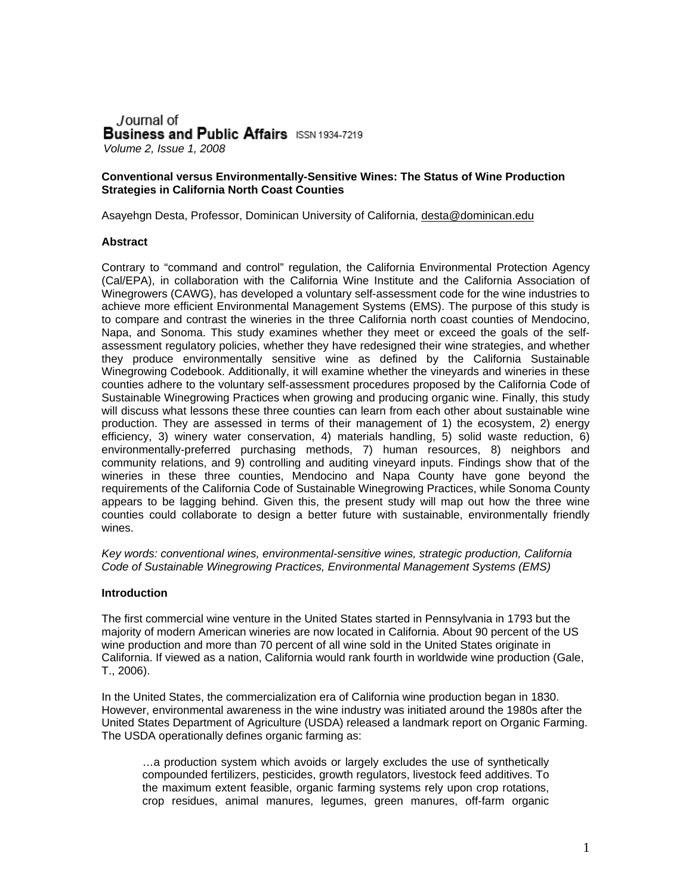Journal of
**Business and Public Affairs** ISSN 1934-7219
*Volume 2, Issue 1, 2008*

**Conventional versus Environmentally-Sensitive Wines: The Status of Wine Production Strategies in California North Coast Counties**

Asayehgn Desta, Professor, Dominican University of California, desta@dominican.edu

**Abstract**

Contrary to "command and control" regulation, the California Environmental Protection Agency (Cal/EPA), in collaboration with the California Wine Institute and the California Association of Winegrowers (CAWG), has developed a voluntary self-assessment code for the wine industries to achieve more efficient Environmental Management Systems (EMS). The purpose of this study is to compare and contrast the wineries in the three California north coast counties of Mendocino, Napa, and Sonoma. This study examines whether they meet or exceed the goals of the self-assessment regulatory policies, whether they have redesigned their wine strategies, and whether they produce environmentally sensitive wine as defined by the California Sustainable Winegrowing Codebook. Additionally, it will examine whether the vineyards and wineries in these counties adhere to the voluntary self-assessment procedures proposed by the California Code of Sustainable Winegrowing Practices when growing and producing organic wine. Finally, this study will discuss what lessons these three counties can learn from each other about sustainable wine production. They are assessed in terms of their management of 1) the ecosystem, 2) energy efficiency, 3) winery water conservation, 4) materials handling, 5) solid waste reduction, 6) environmentally-preferred purchasing methods, 7) human resources, 8) neighbors and community relations, and 9) controlling and auditing vineyard inputs. Findings show that of the wineries in these three counties, Mendocino and Napa County have gone beyond the requirements of the California Code of Sustainable Winegrowing Practices, while Sonoma County appears to be lagging behind. Given this, the present study will map out how the three wine counties could collaborate to design a better future with sustainable, environmentally friendly wines.

*Key words: conventional wines, environmental-sensitive wines, strategic production, California Code of Sustainable Winegrowing Practices, Environmental Management Systems (EMS)*

**Introduction**

The first commercial wine venture in the United States started in Pennsylvania in 1793 but the majority of modern American wineries are now located in California. About 90 percent of the US wine production and more than 70 percent of all wine sold in the United States originate in California. If viewed as a nation, California would rank fourth in worldwide wine production (Gale, T., 2006).

In the United States, the commercialization era of California wine production began in 1830. However, environmental awareness in the wine industry was initiated around the 1980s after the United States Department of Agriculture (USDA) released a landmark report on Organic Farming. The USDA operationally defines organic farming as:

> …a production system which avoids or largely excludes the use of synthetically compounded fertilizers, pesticides, growth regulators, livestock feed additives. To the maximum extent feasible, organic farming systems rely upon crop rotations, crop residues, animal manures, legumes, green manures, off-farm organic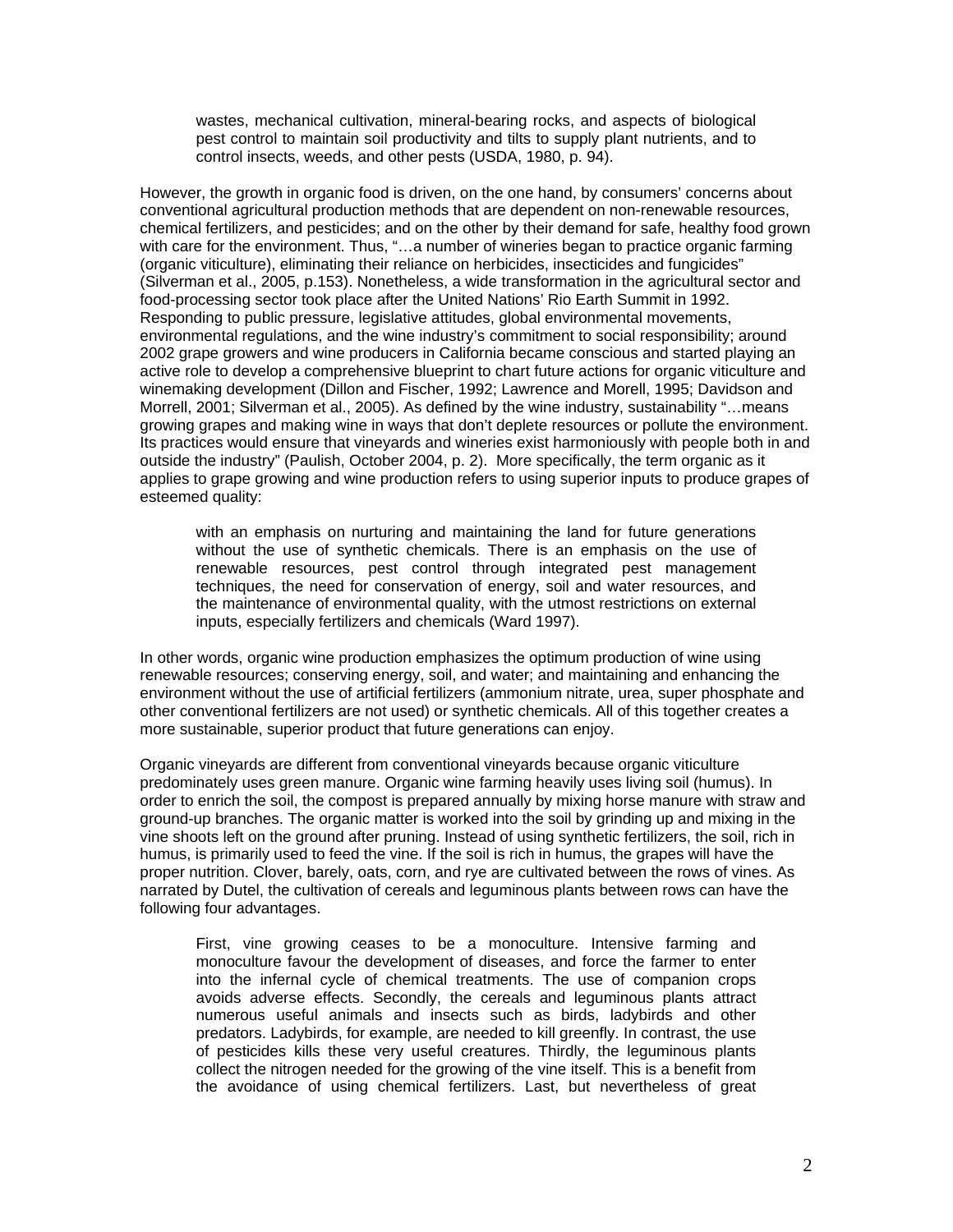> wastes, mechanical cultivation, mineral-bearing rocks, and aspects of biological pest control to maintain soil productivity and tilts to supply plant nutrients, and to control insects, weeds, and other pests (USDA, 1980, p. 94).

However, the growth in organic food is driven, on the one hand, by consumers' concerns about conventional agricultural production methods that are dependent on non-renewable resources, chemical fertilizers, and pesticides; and on the other by their demand for safe, healthy food grown with care for the environment. Thus, "…a number of wineries began to practice organic farming (organic viticulture), eliminating their reliance on herbicides, insecticides and fungicides" (Silverman et al., 2005, p.153). Nonetheless, a wide transformation in the agricultural sector and food-processing sector took place after the United Nations' Rio Earth Summit in 1992. Responding to public pressure, legislative attitudes, global environmental movements, environmental regulations, and the wine industry's commitment to social responsibility; around 2002 grape growers and wine producers in California became conscious and started playing an active role to develop a comprehensive blueprint to chart future actions for organic viticulture and winemaking development (Dillon and Fischer, 1992; Lawrence and Morell, 1995; Davidson and Morrell, 2001; Silverman et al., 2005). As defined by the wine industry, sustainability "…means growing grapes and making wine in ways that don't deplete resources or pollute the environment. Its practices would ensure that vineyards and wineries exist harmoniously with people both in and outside the industry" (Paulish, October 2004, p. 2). More specifically, the term organic as it applies to grape growing and wine production refers to using superior inputs to produce grapes of esteemed quality:

> with an emphasis on nurturing and maintaining the land for future generations without the use of synthetic chemicals. There is an emphasis on the use of renewable resources, pest control through integrated pest management techniques, the need for conservation of energy, soil and water resources, and the maintenance of environmental quality, with the utmost restrictions on external inputs, especially fertilizers and chemicals (Ward 1997).

In other words, organic wine production emphasizes the optimum production of wine using renewable resources; conserving energy, soil, and water; and maintaining and enhancing the environment without the use of artificial fertilizers (ammonium nitrate, urea, super phosphate and other conventional fertilizers are not used) or synthetic chemicals. All of this together creates a more sustainable, superior product that future generations can enjoy.

Organic vineyards are different from conventional vineyards because organic viticulture predominately uses green manure. Organic wine farming heavily uses living soil (humus). In order to enrich the soil, the compost is prepared annually by mixing horse manure with straw and ground-up branches. The organic matter is worked into the soil by grinding up and mixing in the vine shoots left on the ground after pruning. Instead of using synthetic fertilizers, the soil, rich in humus, is primarily used to feed the vine. If the soil is rich in humus, the grapes will have the proper nutrition. Clover, barely, oats, corn, and rye are cultivated between the rows of vines. As narrated by Dutel, the cultivation of cereals and leguminous plants between rows can have the following four advantages.

> First, vine growing ceases to be a monoculture. Intensive farming and monoculture favour the development of diseases, and force the farmer to enter into the infernal cycle of chemical treatments. The use of companion crops avoids adverse effects. Secondly, the cereals and leguminous plants attract numerous useful animals and insects such as birds, ladybirds and other predators. Ladybirds, for example, are needed to kill greenfly. In contrast, the use of pesticides kills these very useful creatures. Thirdly, the leguminous plants collect the nitrogen needed for the growing of the vine itself. This is a benefit from the avoidance of using chemical fertilizers. Last, but nevertheless of great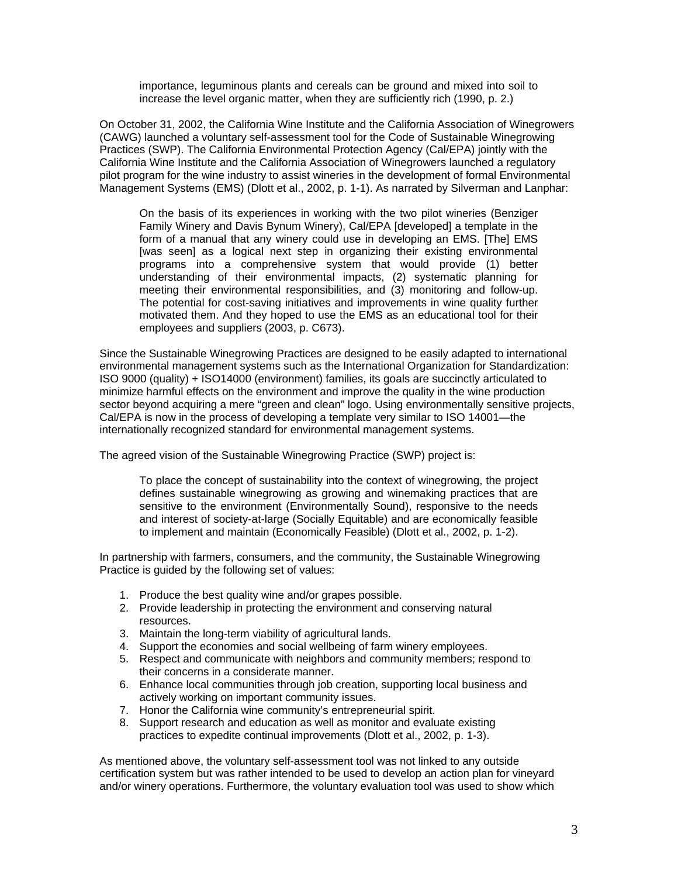> importance, leguminous plants and cereals can be ground and mixed into soil to increase the level organic matter, when they are sufficiently rich (1990, p. 2.)

On October 31, 2002, the California Wine Institute and the California Association of Winegrowers (CAWG) launched a voluntary self-assessment tool for the Code of Sustainable Winegrowing Practices (SWP). The California Environmental Protection Agency (Cal/EPA) jointly with the California Wine Institute and the California Association of Winegrowers launched a regulatory pilot program for the wine industry to assist wineries in the development of formal Environmental Management Systems (EMS) (Dlott et al., 2002, p. 1-1). As narrated by Silverman and Lanphar:

> On the basis of its experiences in working with the two pilot wineries (Benziger Family Winery and Davis Bynum Winery), Cal/EPA [developed] a template in the form of a manual that any winery could use in developing an EMS. [The] EMS [was seen] as a logical next step in organizing their existing environmental programs into a comprehensive system that would provide (1) better understanding of their environmental impacts, (2) systematic planning for meeting their environmental responsibilities, and (3) monitoring and follow-up. The potential for cost-saving initiatives and improvements in wine quality further motivated them. And they hoped to use the EMS as an educational tool for their employees and suppliers (2003, p. C673).

Since the Sustainable Winegrowing Practices are designed to be easily adapted to international environmental management systems such as the International Organization for Standardization: ISO 9000 (quality) + ISO14000 (environment) families, its goals are succinctly articulated to minimize harmful effects on the environment and improve the quality in the wine production sector beyond acquiring a mere "green and clean" logo. Using environmentally sensitive projects, Cal/EPA is now in the process of developing a template very similar to ISO 14001—the internationally recognized standard for environmental management systems.

The agreed vision of the Sustainable Winegrowing Practice (SWP) project is:

> To place the concept of sustainability into the context of winegrowing, the project defines sustainable winegrowing as growing and winemaking practices that are sensitive to the environment (Environmentally Sound), responsive to the needs and interest of society-at-large (Socially Equitable) and are economically feasible to implement and maintain (Economically Feasible) (Dlott et al., 2002, p. 1-2).

In partnership with farmers, consumers, and the community, the Sustainable Winegrowing Practice is guided by the following set of values:

1. Produce the best quality wine and/or grapes possible.
2. Provide leadership in protecting the environment and conserving natural resources.
3. Maintain the long-term viability of agricultural lands.
4. Support the economies and social wellbeing of farm winery employees.
5. Respect and communicate with neighbors and community members; respond to their concerns in a considerate manner.
6. Enhance local communities through job creation, supporting local business and actively working on important community issues.
7. Honor the California wine community's entrepreneurial spirit.
8. Support research and education as well as monitor and evaluate existing practices to expedite continual improvements (Dlott et al., 2002, p. 1-3).

As mentioned above, the voluntary self-assessment tool was not linked to any outside certification system but was rather intended to be used to develop an action plan for vineyard and/or winery operations. Furthermore, the voluntary evaluation tool was used to show which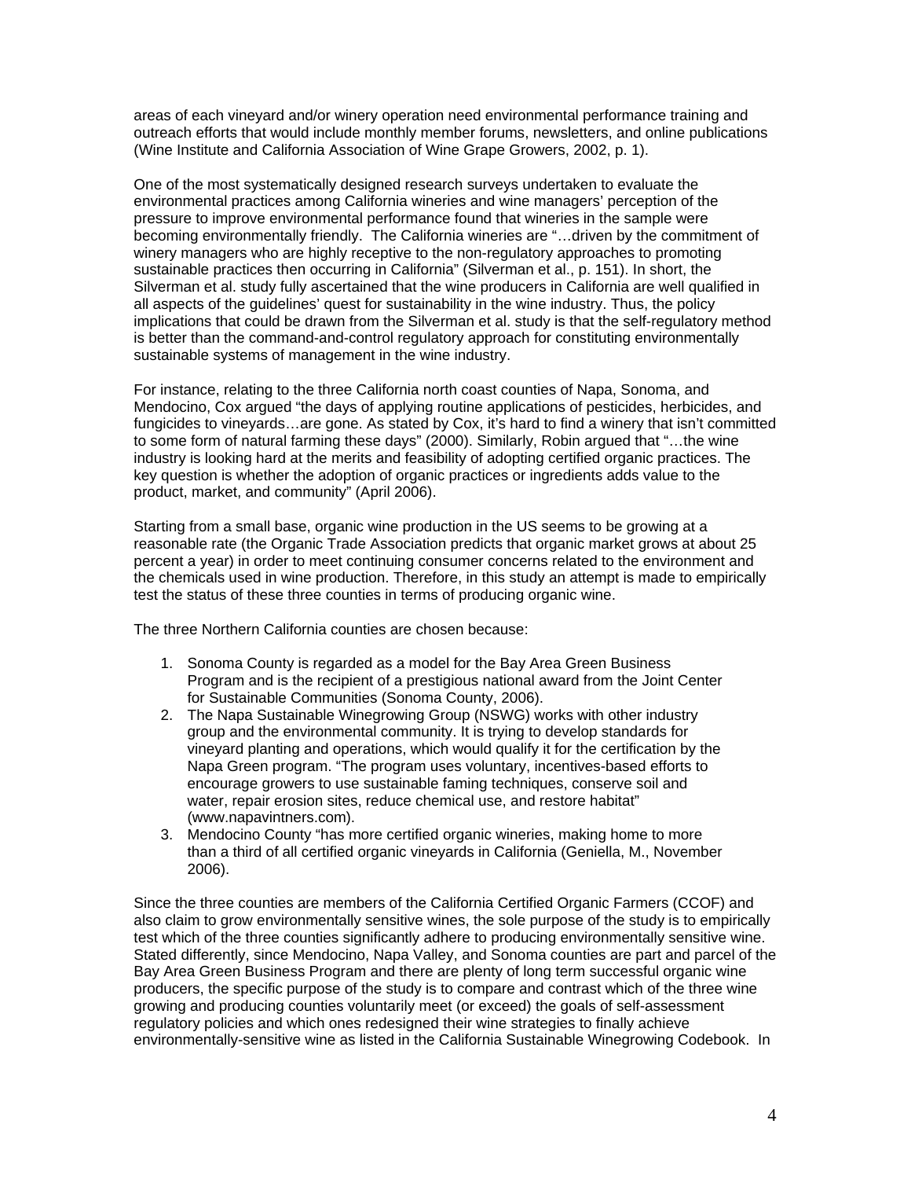areas of each vineyard and/or winery operation need environmental performance training and outreach efforts that would include monthly member forums, newsletters, and online publications (Wine Institute and California Association of Wine Grape Growers, 2002, p. 1).

One of the most systematically designed research surveys undertaken to evaluate the environmental practices among California wineries and wine managers' perception of the pressure to improve environmental performance found that wineries in the sample were becoming environmentally friendly. The California wineries are "…driven by the commitment of winery managers who are highly receptive to the non-regulatory approaches to promoting sustainable practices then occurring in California" (Silverman et al., p. 151). In short, the Silverman et al. study fully ascertained that the wine producers in California are well qualified in all aspects of the guidelines' quest for sustainability in the wine industry. Thus, the policy implications that could be drawn from the Silverman et al. study is that the self-regulatory method is better than the command-and-control regulatory approach for constituting environmentally sustainable systems of management in the wine industry.

For instance, relating to the three California north coast counties of Napa, Sonoma, and Mendocino, Cox argued "the days of applying routine applications of pesticides, herbicides, and fungicides to vineyards…are gone. As stated by Cox, it's hard to find a winery that isn't committed to some form of natural farming these days" (2000). Similarly, Robin argued that "…the wine industry is looking hard at the merits and feasibility of adopting certified organic practices. The key question is whether the adoption of organic practices or ingredients adds value to the product, market, and community" (April 2006).

Starting from a small base, organic wine production in the US seems to be growing at a reasonable rate (the Organic Trade Association predicts that organic market grows at about 25 percent a year) in order to meet continuing consumer concerns related to the environment and the chemicals used in wine production. Therefore, in this study an attempt is made to empirically test the status of these three counties in terms of producing organic wine.

The three Northern California counties are chosen because:

1. Sonoma County is regarded as a model for the Bay Area Green Business Program and is the recipient of a prestigious national award from the Joint Center for Sustainable Communities (Sonoma County, 2006).
2. The Napa Sustainable Winegrowing Group (NSWG) works with other industry group and the environmental community. It is trying to develop standards for vineyard planting and operations, which would qualify it for the certification by the Napa Green program. "The program uses voluntary, incentives-based efforts to encourage growers to use sustainable faming techniques, conserve soil and water, repair erosion sites, reduce chemical use, and restore habitat" (www.napavintners.com).
3. Mendocino County "has more certified organic wineries, making home to more than a third of all certified organic vineyards in California (Geniella, M., November 2006).

Since the three counties are members of the California Certified Organic Farmers (CCOF) and also claim to grow environmentally sensitive wines, the sole purpose of the study is to empirically test which of the three counties significantly adhere to producing environmentally sensitive wine. Stated differently, since Mendocino, Napa Valley, and Sonoma counties are part and parcel of the Bay Area Green Business Program and there are plenty of long term successful organic wine producers, the specific purpose of the study is to compare and contrast which of the three wine growing and producing counties voluntarily meet (or exceed) the goals of self-assessment regulatory policies and which ones redesigned their wine strategies to finally achieve environmentally-sensitive wine as listed in the California Sustainable Winegrowing Codebook. In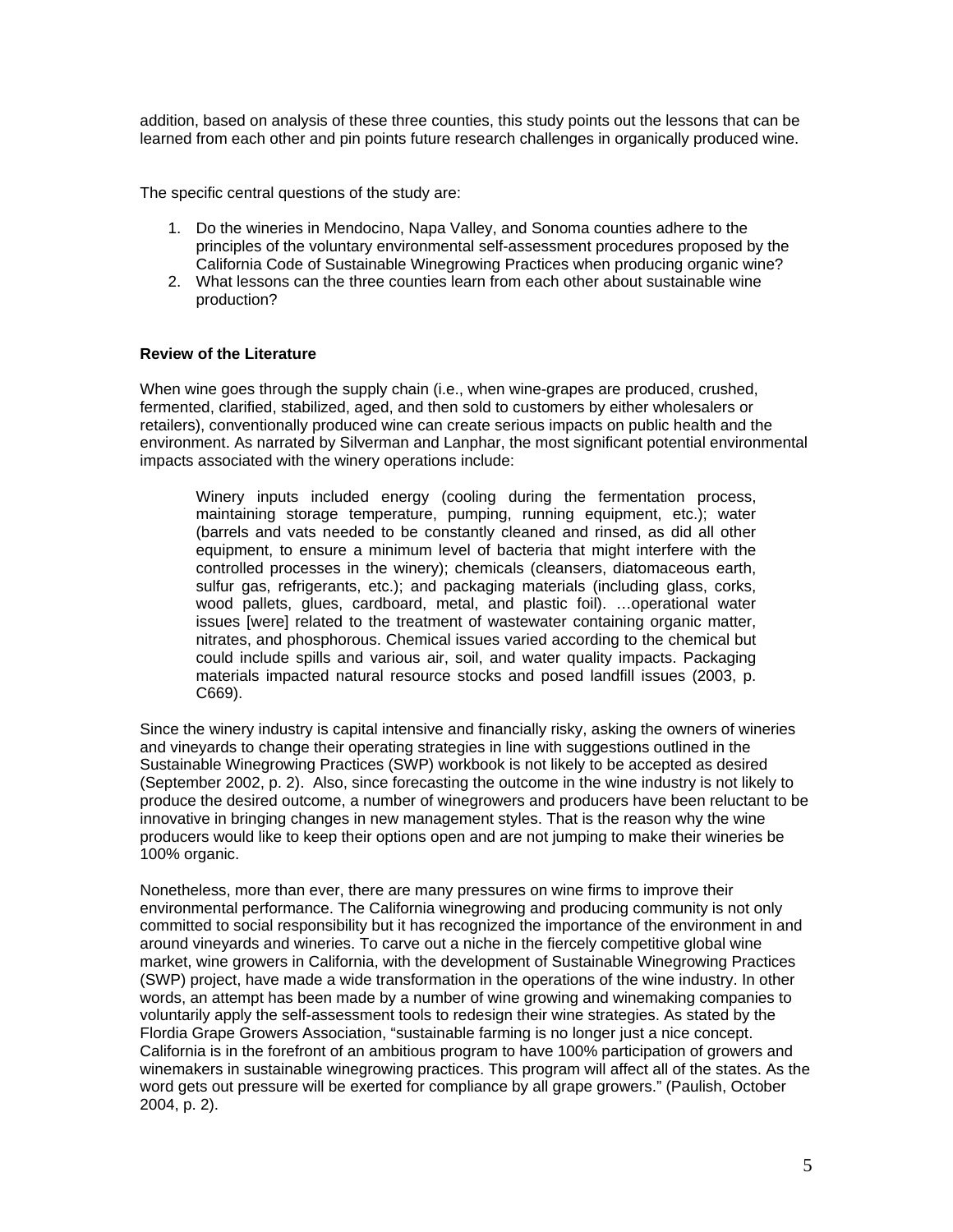addition, based on analysis of these three counties, this study points out the lessons that can be learned from each other and pin points future research challenges in organically produced wine.

The specific central questions of the study are:

1. Do the wineries in Mendocino, Napa Valley, and Sonoma counties adhere to the principles of the voluntary environmental self-assessment procedures proposed by the California Code of Sustainable Winegrowing Practices when producing organic wine?
2. What lessons can the three counties learn from each other about sustainable wine production?

**Review of the Literature**

When wine goes through the supply chain (i.e., when wine-grapes are produced, crushed, fermented, clarified, stabilized, aged, and then sold to customers by either wholesalers or retailers), conventionally produced wine can create serious impacts on public health and the environment. As narrated by Silverman and Lanphar, the most significant potential environmental impacts associated with the winery operations include:

> Winery inputs included energy (cooling during the fermentation process, maintaining storage temperature, pumping, running equipment, etc.); water (barrels and vats needed to be constantly cleaned and rinsed, as did all other equipment, to ensure a minimum level of bacteria that might interfere with the controlled processes in the winery); chemicals (cleansers, diatomaceous earth, sulfur gas, refrigerants, etc.); and packaging materials (including glass, corks, wood pallets, glues, cardboard, metal, and plastic foil). …operational water issues [were] related to the treatment of wastewater containing organic matter, nitrates, and phosphorous. Chemical issues varied according to the chemical but could include spills and various air, soil, and water quality impacts. Packaging materials impacted natural resource stocks and posed landfill issues (2003, p. C669).

Since the winery industry is capital intensive and financially risky, asking the owners of wineries and vineyards to change their operating strategies in line with suggestions outlined in the Sustainable Winegrowing Practices (SWP) workbook is not likely to be accepted as desired (September 2002, p. 2). Also, since forecasting the outcome in the wine industry is not likely to produce the desired outcome, a number of winegrowers and producers have been reluctant to be innovative in bringing changes in new management styles. That is the reason why the wine producers would like to keep their options open and are not jumping to make their wineries be 100% organic.

Nonetheless, more than ever, there are many pressures on wine firms to improve their environmental performance. The California winegrowing and producing community is not only committed to social responsibility but it has recognized the importance of the environment in and around vineyards and wineries. To carve out a niche in the fiercely competitive global wine market, wine growers in California, with the development of Sustainable Winegrowing Practices (SWP) project, have made a wide transformation in the operations of the wine industry. In other words, an attempt has been made by a number of wine growing and winemaking companies to voluntarily apply the self-assessment tools to redesign their wine strategies. As stated by the Flordia Grape Growers Association, "sustainable farming is no longer just a nice concept. California is in the forefront of an ambitious program to have 100% participation of growers and winemakers in sustainable winegrowing practices. This program will affect all of the states. As the word gets out pressure will be exerted for compliance by all grape growers." (Paulish, October 2004, p. 2).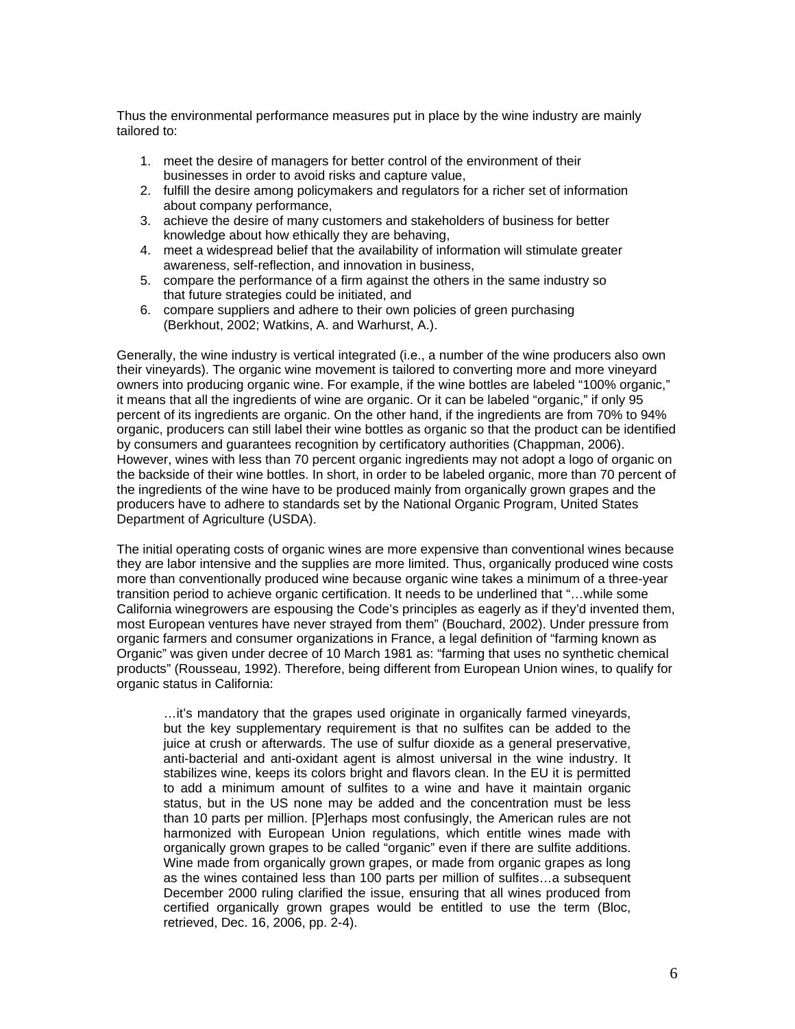Thus the environmental performance measures put in place by the wine industry are mainly tailored to:

1. meet the desire of managers for better control of the environment of their businesses in order to avoid risks and capture value,
2. fulfill the desire among policymakers and regulators for a richer set of information about company performance,
3. achieve the desire of many customers and stakeholders of business for better knowledge about how ethically they are behaving,
4. meet a widespread belief that the availability of information will stimulate greater awareness, self-reflection, and innovation in business,
5. compare the performance of a firm against the others in the same industry so that future strategies could be initiated, and
6. compare suppliers and adhere to their own policies of green purchasing (Berkhout, 2002; Watkins, A. and Warhurst, A.).

Generally, the wine industry is vertical integrated (i.e., a number of the wine producers also own their vineyards). The organic wine movement is tailored to converting more and more vineyard owners into producing organic wine. For example, if the wine bottles are labeled "100% organic," it means that all the ingredients of wine are organic. Or it can be labeled "organic," if only 95 percent of its ingredients are organic. On the other hand, if the ingredients are from 70% to 94% organic, producers can still label their wine bottles as organic so that the product can be identified by consumers and guarantees recognition by certificatory authorities (Chappman, 2006). However, wines with less than 70 percent organic ingredients may not adopt a logo of organic on the backside of their wine bottles. In short, in order to be labeled organic, more than 70 percent of the ingredients of the wine have to be produced mainly from organically grown grapes and the producers have to adhere to standards set by the National Organic Program, United States Department of Agriculture (USDA).

The initial operating costs of organic wines are more expensive than conventional wines because they are labor intensive and the supplies are more limited. Thus, organically produced wine costs more than conventionally produced wine because organic wine takes a minimum of a three-year transition period to achieve organic certification. It needs to be underlined that "…while some California winegrowers are espousing the Code's principles as eagerly as if they'd invented them, most European ventures have never strayed from them" (Bouchard, 2002). Under pressure from organic farmers and consumer organizations in France, a legal definition of "farming known as Organic" was given under decree of 10 March 1981 as: "farming that uses no synthetic chemical products" (Rousseau, 1992). Therefore, being different from European Union wines, to qualify for organic status in California:

> …it's mandatory that the grapes used originate in organically farmed vineyards, but the key supplementary requirement is that no sulfites can be added to the juice at crush or afterwards. The use of sulfur dioxide as a general preservative, anti-bacterial and anti-oxidant agent is almost universal in the wine industry. It stabilizes wine, keeps its colors bright and flavors clean. In the EU it is permitted to add a minimum amount of sulfites to a wine and have it maintain organic status, but in the US none may be added and the concentration must be less than 10 parts per million. [P]erhaps most confusingly, the American rules are not harmonized with European Union regulations, which entitle wines made with organically grown grapes to be called "organic" even if there are sulfite additions. Wine made from organically grown grapes, or made from organic grapes as long as the wines contained less than 100 parts per million of sulfites…a subsequent December 2000 ruling clarified the issue, ensuring that all wines produced from certified organically grown grapes would be entitled to use the term (Bloc, retrieved, Dec. 16, 2006, pp. 2-4).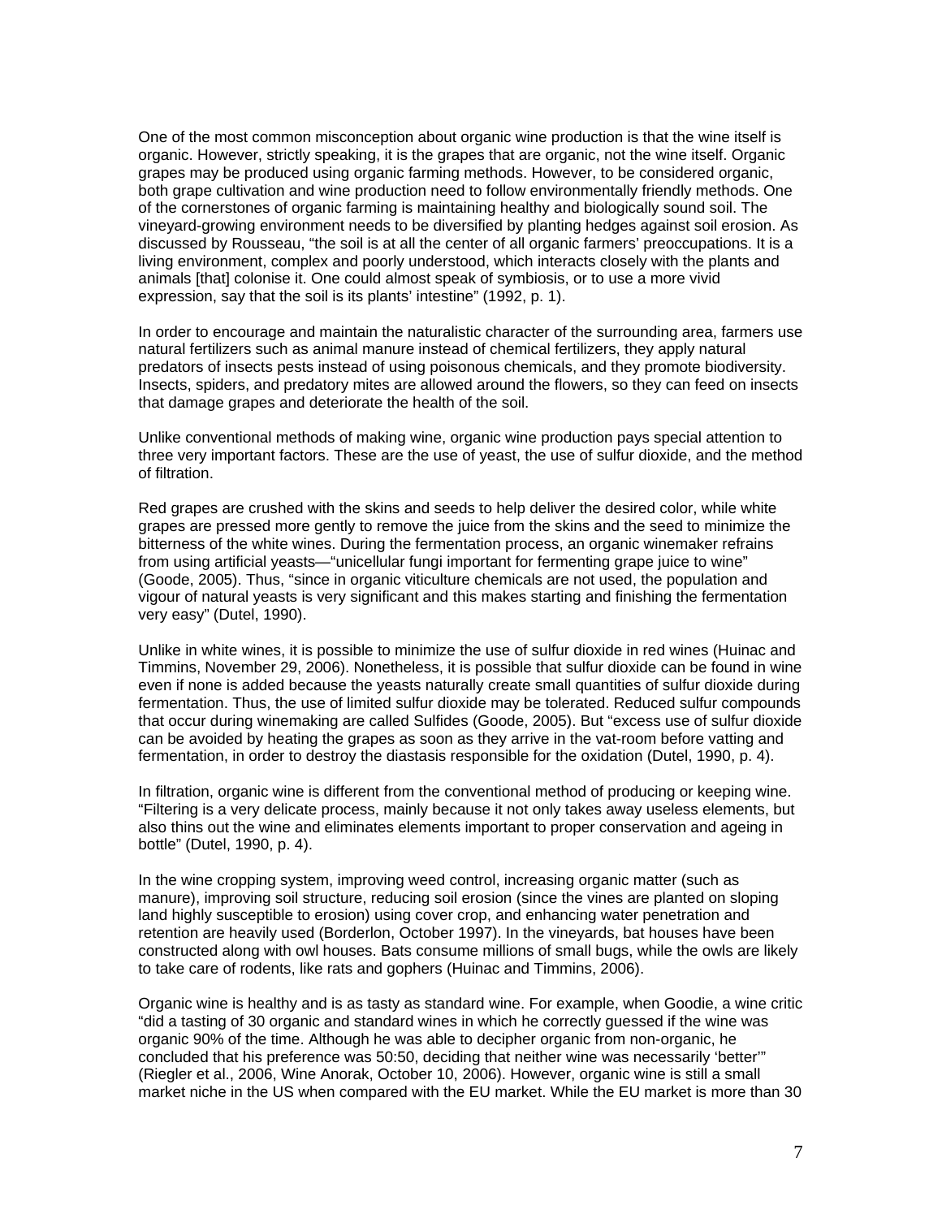One of the most common misconception about organic wine production is that the wine itself is organic. However, strictly speaking, it is the grapes that are organic, not the wine itself. Organic grapes may be produced using organic farming methods. However, to be considered organic, both grape cultivation and wine production need to follow environmentally friendly methods. One of the cornerstones of organic farming is maintaining healthy and biologically sound soil. The vineyard-growing environment needs to be diversified by planting hedges against soil erosion. As discussed by Rousseau, "the soil is at all the center of all organic farmers' preoccupations. It is a living environment, complex and poorly understood, which interacts closely with the plants and animals [that] colonise it. One could almost speak of symbiosis, or to use a more vivid expression, say that the soil is its plants' intestine" (1992, p. 1).

In order to encourage and maintain the naturalistic character of the surrounding area, farmers use natural fertilizers such as animal manure instead of chemical fertilizers, they apply natural predators of insects pests instead of using poisonous chemicals, and they promote biodiversity. Insects, spiders, and predatory mites are allowed around the flowers, so they can feed on insects that damage grapes and deteriorate the health of the soil.

Unlike conventional methods of making wine, organic wine production pays special attention to three very important factors. These are the use of yeast, the use of sulfur dioxide, and the method of filtration.

Red grapes are crushed with the skins and seeds to help deliver the desired color, while white grapes are pressed more gently to remove the juice from the skins and the seed to minimize the bitterness of the white wines. During the fermentation process, an organic winemaker refrains from using artificial yeasts—"unicellular fungi important for fermenting grape juice to wine" (Goode, 2005). Thus, "since in organic viticulture chemicals are not used, the population and vigour of natural yeasts is very significant and this makes starting and finishing the fermentation very easy" (Dutel, 1990).

Unlike in white wines, it is possible to minimize the use of sulfur dioxide in red wines (Huinac and Timmins, November 29, 2006). Nonetheless, it is possible that sulfur dioxide can be found in wine even if none is added because the yeasts naturally create small quantities of sulfur dioxide during fermentation. Thus, the use of limited sulfur dioxide may be tolerated. Reduced sulfur compounds that occur during winemaking are called Sulfides (Goode, 2005). But "excess use of sulfur dioxide can be avoided by heating the grapes as soon as they arrive in the vat-room before vatting and fermentation, in order to destroy the diastasis responsible for the oxidation (Dutel, 1990, p. 4).

In filtration, organic wine is different from the conventional method of producing or keeping wine. "Filtering is a very delicate process, mainly because it not only takes away useless elements, but also thins out the wine and eliminates elements important to proper conservation and ageing in bottle" (Dutel, 1990, p. 4).

In the wine cropping system, improving weed control, increasing organic matter (such as manure), improving soil structure, reducing soil erosion (since the vines are planted on sloping land highly susceptible to erosion) using cover crop, and enhancing water penetration and retention are heavily used (Borderlon, October 1997). In the vineyards, bat houses have been constructed along with owl houses. Bats consume millions of small bugs, while the owls are likely to take care of rodents, like rats and gophers (Huinac and Timmins, 2006).

Organic wine is healthy and is as tasty as standard wine. For example, when Goodie, a wine critic "did a tasting of 30 organic and standard wines in which he correctly guessed if the wine was organic 90% of the time. Although he was able to decipher organic from non-organic, he concluded that his preference was 50:50, deciding that neither wine was necessarily 'better'" (Riegler et al., 2006, Wine Anorak, October 10, 2006). However, organic wine is still a small market niche in the US when compared with the EU market. While the EU market is more than 30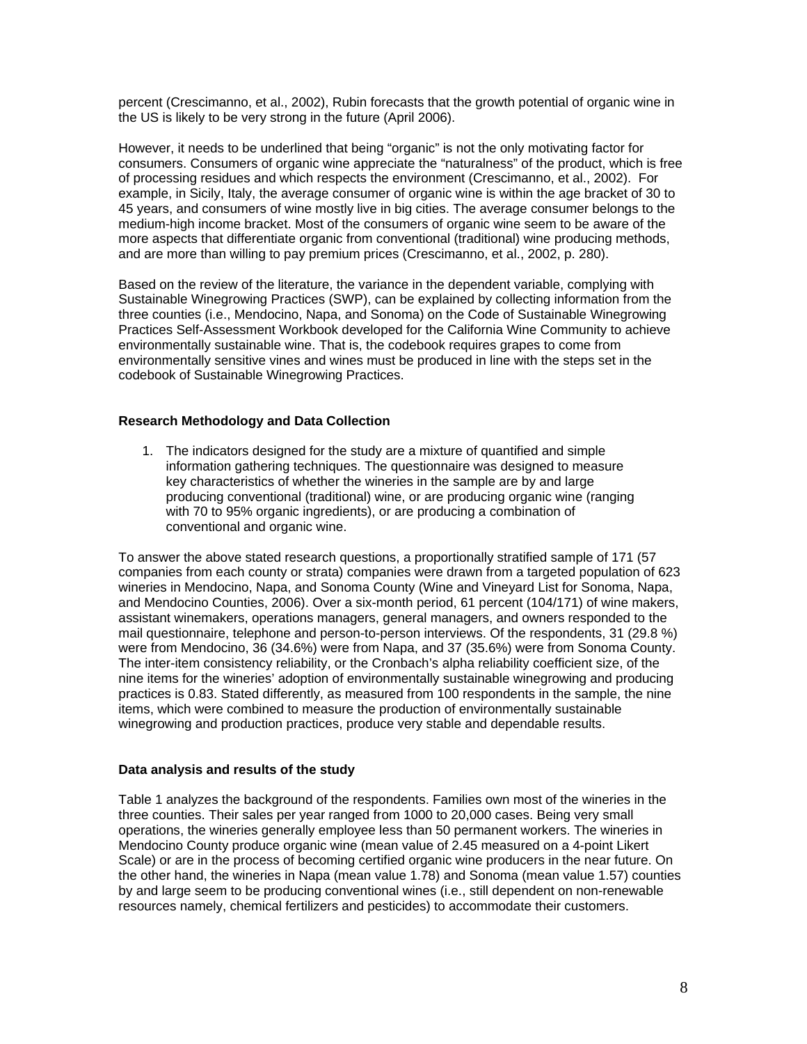percent (Crescimanno, et al., 2002), Rubin forecasts that the growth potential of organic wine in the US is likely to be very strong in the future (April 2006).

However, it needs to be underlined that being "organic" is not the only motivating factor for consumers. Consumers of organic wine appreciate the "naturalness" of the product, which is free of processing residues and which respects the environment (Crescimanno, et al., 2002). For example, in Sicily, Italy, the average consumer of organic wine is within the age bracket of 30 to 45 years, and consumers of wine mostly live in big cities. The average consumer belongs to the medium-high income bracket. Most of the consumers of organic wine seem to be aware of the more aspects that differentiate organic from conventional (traditional) wine producing methods, and are more than willing to pay premium prices (Crescimanno, et al., 2002, p. 280).

Based on the review of the literature, the variance in the dependent variable, complying with Sustainable Winegrowing Practices (SWP), can be explained by collecting information from the three counties (i.e., Mendocino, Napa, and Sonoma) on the Code of Sustainable Winegrowing Practices Self-Assessment Workbook developed for the California Wine Community to achieve environmentally sustainable wine. That is, the codebook requires grapes to come from environmentally sensitive vines and wines must be produced in line with the steps set in the codebook of Sustainable Winegrowing Practices.

### Research Methodology and Data Collection

1. The indicators designed for the study are a mixture of quantified and simple information gathering techniques. The questionnaire was designed to measure key characteristics of whether the wineries in the sample are by and large producing conventional (traditional) wine, or are producing organic wine (ranging with 70 to 95% organic ingredients), or are producing a combination of conventional and organic wine.

To answer the above stated research questions, a proportionally stratified sample of 171 (57 companies from each county or strata) companies were drawn from a targeted population of 623 wineries in Mendocino, Napa, and Sonoma County (Wine and Vineyard List for Sonoma, Napa, and Mendocino Counties, 2006). Over a six-month period, 61 percent (104/171) of wine makers, assistant winemakers, operations managers, general managers, and owners responded to the mail questionnaire, telephone and person-to-person interviews. Of the respondents, 31 (29.8 %) were from Mendocino, 36 (34.6%) were from Napa, and 37 (35.6%) were from Sonoma County. The inter-item consistency reliability, or the Cronbach's alpha reliability coefficient size, of the nine items for the wineries' adoption of environmentally sustainable winegrowing and producing practices is 0.83. Stated differently, as measured from 100 respondents in the sample, the nine items, which were combined to measure the production of environmentally sustainable winegrowing and production practices, produce very stable and dependable results.

### Data analysis and results of the study

Table 1 analyzes the background of the respondents. Families own most of the wineries in the three counties. Their sales per year ranged from 1000 to 20,000 cases. Being very small operations, the wineries generally employee less than 50 permanent workers. The wineries in Mendocino County produce organic wine (mean value of 2.45 measured on a 4-point Likert Scale) or are in the process of becoming certified organic wine producers in the near future. On the other hand, the wineries in Napa (mean value 1.78) and Sonoma (mean value 1.57) counties by and large seem to be producing conventional wines (i.e., still dependent on non-renewable resources namely, chemical fertilizers and pesticides) to accommodate their customers.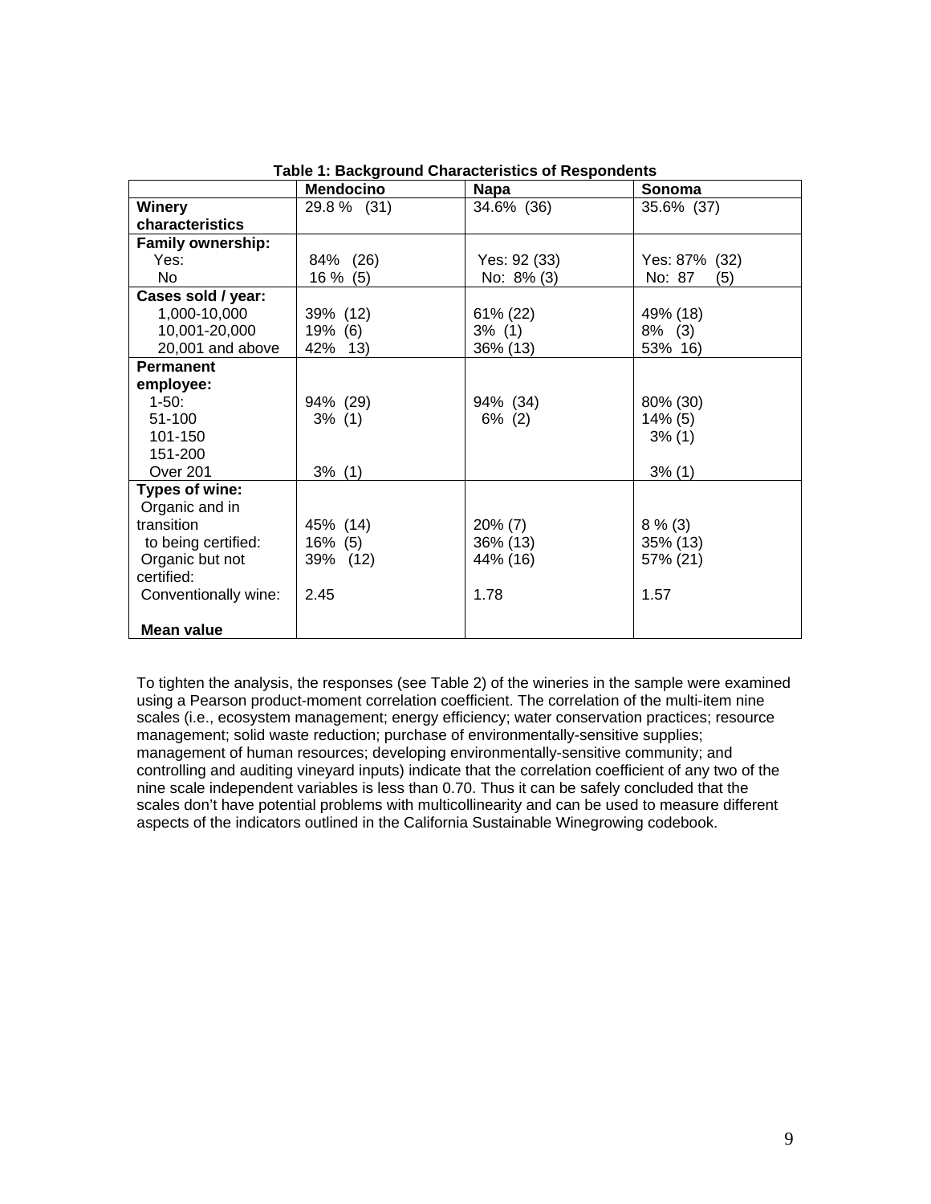**Table 1: Background Characteristics of Respondents**

| | Mendocino | Napa | Sonoma |
|---|---|---|---|
| **Winery characteristics** | 29.8 % (31) | 34.6% (36) | 35.6% (37) |
| **Family ownership:** | | | |
| Yes: | 84% (26) | Yes: 92 (33) | Yes: 87% (32) |
| No | 16 % (5) | No: 8% (3) | No: 87 (5) |
| **Cases sold / year:** | | | |
| 1,000-10,000 | 39% (12) | 61% (22) | 49% (18) |
| 10,001-20,000 | 19% (6) | 3% (1) | 8% (3) |
| 20,001 and above | 42% 13) | 36% (13) | 53% 16) |
| **Permanent employee:** | | | |
| 1-50: | 94% (29) | 94% (34) | 80% (30) |
| 51-100 | 3% (1) | 6% (2) | 14% (5) |
| 101-150 | | | 3% (1) |
| 151-200 | | | |
| Over 201 | 3% (1) | | 3% (1) |
| **Types of wine:** | | | |
| Organic and in transition | 45% (14) | 20% (7) | 8 % (3) |
| to being certified: | 16% (5) | 36% (13) | 35% (13) |
| Organic but not certified: | 39% (12) | 44% (16) | 57% (21) |
| Conventionally wine: | 2.45 | 1.78 | 1.57 |
| **Mean value** | | | |

To tighten the analysis, the responses (see Table 2) of the wineries in the sample were examined using a Pearson product-moment correlation coefficient. The correlation of the multi-item nine scales (i.e., ecosystem management; energy efficiency; water conservation practices; resource management; solid waste reduction; purchase of environmentally-sensitive supplies; management of human resources; developing environmentally-sensitive community; and controlling and auditing vineyard inputs) indicate that the correlation coefficient of any two of the nine scale independent variables is less than 0.70. Thus it can be safely concluded that the scales don't have potential problems with multicollinearity and can be used to measure different aspects of the indicators outlined in the California Sustainable Winegrowing codebook.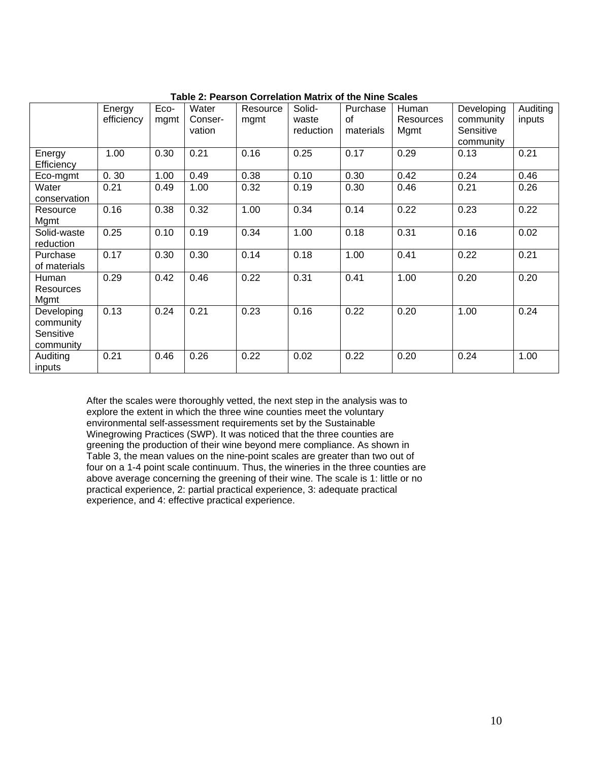**Table 2: Pearson Correlation Matrix of the Nine Scales**

| | Energy efficiency | Eco-mgmt | Water Conser-vation | Resource mgmt | Solid-waste reduction | Purchase of materials | Human Resources Mgmt | Developing community Sensitive community | Auditing inputs |
|---|---|---|---|---|---|---|---|---|---|
| Energy Efficiency | 1.00 | 0.30 | 0.21 | 0.16 | 0.25 | 0.17 | 0.29 | 0.13 | 0.21 |
| Eco-mgmt | 0. 30 | 1.00 | 0.49 | 0.38 | 0.10 | 0.30 | 0.42 | 0.24 | 0.46 |
| Water conservation | 0.21 | 0.49 | 1.00 | 0.32 | 0.19 | 0.30 | 0.46 | 0.21 | 0.26 |
| Resource Mgmt | 0.16 | 0.38 | 0.32 | 1.00 | 0.34 | 0.14 | 0.22 | 0.23 | 0.22 |
| Solid-waste reduction | 0.25 | 0.10 | 0.19 | 0.34 | 1.00 | 0.18 | 0.31 | 0.16 | 0.02 |
| Purchase of materials | 0.17 | 0.30 | 0.30 | 0.14 | 0.18 | 1.00 | 0.41 | 0.22 | 0.21 |
| Human Resources Mgmt | 0.29 | 0.42 | 0.46 | 0.22 | 0.31 | 0.41 | 1.00 | 0.20 | 0.20 |
| Developing community Sensitive community | 0.13 | 0.24 | 0.21 | 0.23 | 0.16 | 0.22 | 0.20 | 1.00 | 0.24 |
| Auditing inputs | 0.21 | 0.46 | 0.26 | 0.22 | 0.02 | 0.22 | 0.20 | 0.24 | 1.00 |

After the scales were thoroughly vetted, the next step in the analysis was to explore the extent in which the three wine counties meet the voluntary environmental self-assessment requirements set by the Sustainable Winegrowing Practices (SWP). It was noticed that the three counties are greening the production of their wine beyond mere compliance. As shown in Table 3, the mean values on the nine-point scales are greater than two out of four on a 1-4 point scale continuum. Thus, the wineries in the three counties are above average concerning the greening of their wine. The scale is 1: little or no practical experience, 2: partial practical experience, 3: adequate practical experience, and 4: effective practical experience.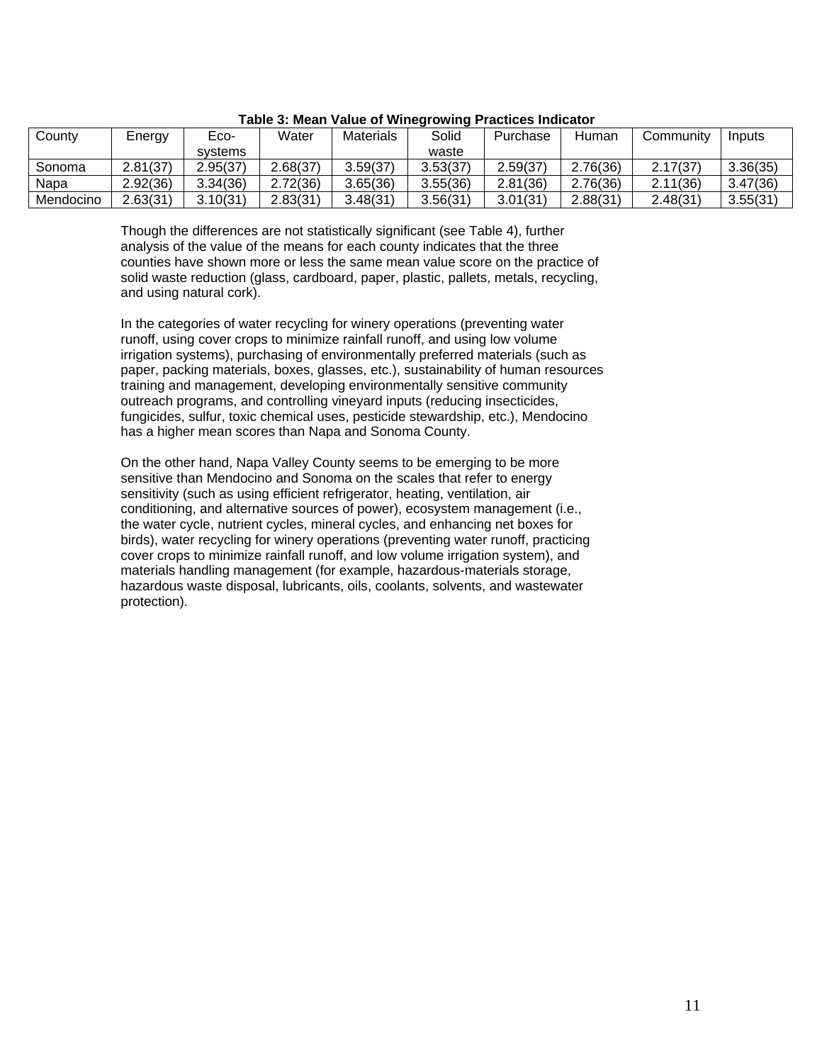**Table 3: Mean Value of Winegrowing Practices Indicator**

| County | Energy | Eco-systems | Water | Materials | Solid waste | Purchase | Human | Community | Inputs |
|---|---|---|---|---|---|---|---|---|---|
| Sonoma | 2.81(37) | 2.95(37) | 2.68(37) | 3.59(37) | 3.53(37) | 2.59(37) | 2.76(36) | 2.17(37) | 3.36(35) |
| Napa | 2.92(36) | 3.34(36) | 2.72(36) | 3.65(36) | 3.55(36) | 2.81(36) | 2.76(36) | 2.11(36) | 3.47(36) |
| Mendocino | 2.63(31) | 3.10(31) | 2.83(31) | 3.48(31) | 3.56(31) | 3.01(31) | 2.88(31) | 2.48(31) | 3.55(31) |

Though the differences are not statistically significant (see Table 4), further analysis of the value of the means for each county indicates that the three counties have shown more or less the same mean value score on the practice of solid waste reduction (glass, cardboard, paper, plastic, pallets, metals, recycling, and using natural cork).

In the categories of water recycling for winery operations (preventing water runoff, using cover crops to minimize rainfall runoff, and using low volume irrigation systems), purchasing of environmentally preferred materials (such as paper, packing materials, boxes, glasses, etc.), sustainability of human resources training and management, developing environmentally sensitive community outreach programs, and controlling vineyard inputs (reducing insecticides, fungicides, sulfur, toxic chemical uses, pesticide stewardship, etc.), Mendocino has a higher mean scores than Napa and Sonoma County.

On the other hand, Napa Valley County seems to be emerging to be more sensitive than Mendocino and Sonoma on the scales that refer to energy sensitivity (such as using efficient refrigerator, heating, ventilation, air conditioning, and alternative sources of power), ecosystem management (i.e., the water cycle, nutrient cycles, mineral cycles, and enhancing net boxes for birds), water recycling for winery operations (preventing water runoff, practicing cover crops to minimize rainfall runoff, and low volume irrigation system), and materials handling management (for example, hazardous-materials storage, hazardous waste disposal, lubricants, oils, coolants, solvents, and wastewater protection).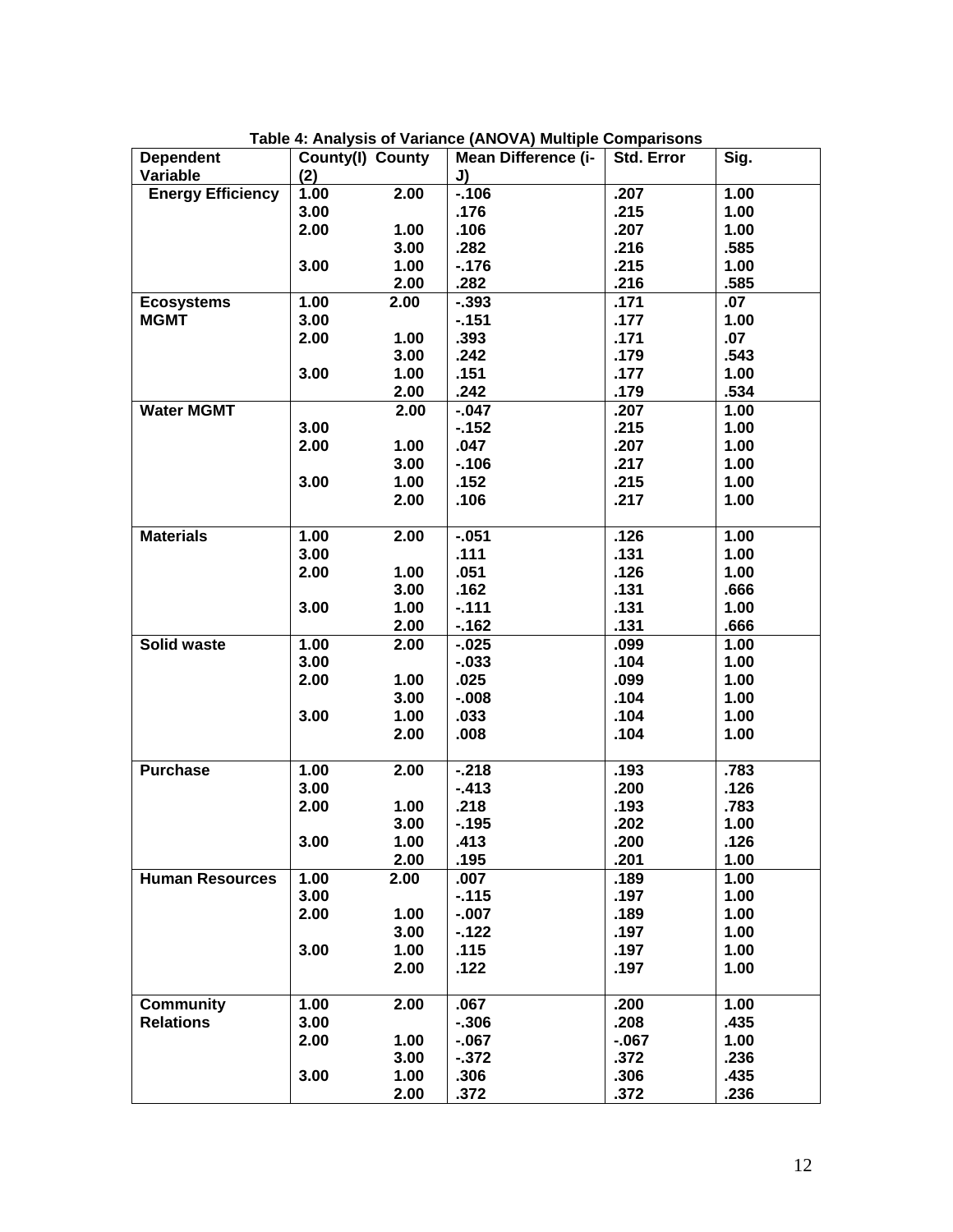**Table 4: Analysis of Variance (ANOVA) Multiple Comparisons**

| Dependent Variable | County(I) | County (2) | Mean Difference (i-J) | Std. Error | Sig. |
|---|---|---|---|---|---|
| Energy Efficiency | 1.00 | 2.00 | -.106 | .207 | 1.00 |
| | 3.00 | | .176 | .215 | 1.00 |
| | 2.00 | 1.00 | .106 | .207 | 1.00 |
| | | 3.00 | .282 | .216 | .585 |
| | 3.00 | 1.00 | -.176 | .215 | 1.00 |
| | | 2.00 | .282 | .216 | .585 |
| Ecosystems MGMT | 1.00 | 2.00 | -.393 | .171 | .07 |
| | 3.00 | | -.151 | .177 | 1.00 |
| | 2.00 | 1.00 | .393 | .171 | .07 |
| | | 3.00 | .242 | .179 | .543 |
| | 3.00 | 1.00 | .151 | .177 | 1.00 |
| | | 2.00 | .242 | .179 | .534 |
| Water MGMT | | 2.00 | -.047 | .207 | 1.00 |
| | 3.00 | | -.152 | .215 | 1.00 |
| | 2.00 | 1.00 | .047 | .207 | 1.00 |
| | | 3.00 | -.106 | .217 | 1.00 |
| | 3.00 | 1.00 | .152 | .215 | 1.00 |
| | | 2.00 | .106 | .217 | 1.00 |
| Materials | 1.00 | 2.00 | -.051 | .126 | 1.00 |
| | 3.00 | | .111 | .131 | 1.00 |
| | 2.00 | 1.00 | .051 | .126 | 1.00 |
| | | 3.00 | .162 | .131 | .666 |
| | 3.00 | 1.00 | -.111 | .131 | 1.00 |
| | | 2.00 | -.162 | .131 | .666 |
| Solid waste | 1.00 | 2.00 | -.025 | .099 | 1.00 |
| | 3.00 | | -.033 | .104 | 1.00 |
| | 2.00 | 1.00 | .025 | .099 | 1.00 |
| | | 3.00 | -.008 | .104 | 1.00 |
| | 3.00 | 1.00 | .033 | .104 | 1.00 |
| | | 2.00 | .008 | .104 | 1.00 |
| Purchase | 1.00 | 2.00 | -.218 | .193 | .783 |
| | 3.00 | | -.413 | .200 | .126 |
| | 2.00 | 1.00 | .218 | .193 | .783 |
| | | 3.00 | -.195 | .202 | 1.00 |
| | 3.00 | 1.00 | .413 | .200 | .126 |
| | | 2.00 | .195 | .201 | 1.00 |
| Human Resources | 1.00 | 2.00 | .007 | .189 | 1.00 |
| | 3.00 | | -.115 | .197 | 1.00 |
| | 2.00 | 1.00 | -.007 | .189 | 1.00 |
| | | 3.00 | -.122 | .197 | 1.00 |
| | 3.00 | 1.00 | .115 | .197 | 1.00 |
| | | 2.00 | .122 | .197 | 1.00 |
| Community Relations | 1.00 | 2.00 | .067 | .200 | 1.00 |
| | 3.00 | | -.306 | .208 | .435 |
| | 2.00 | 1.00 | -.067 | -.067 | 1.00 |
| | | 3.00 | -.372 | .372 | .236 |
| | 3.00 | 1.00 | .306 | .306 | .435 |
| | | 2.00 | .372 | .372 | .236 |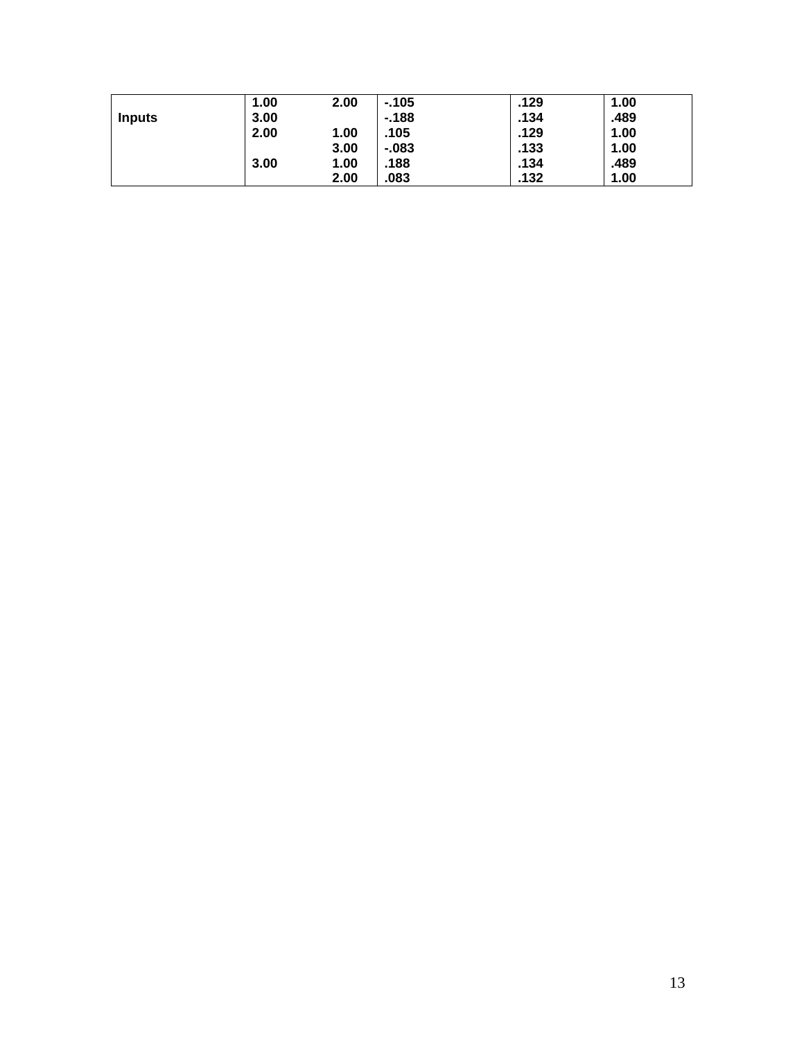| | | | | | |
|---|---|---|---|---|---|
| **Inputs** | **1.00** | **2.00** | **-.105** | **.129** | **1.00** |
| | **3.00** | | **-.188** | **.134** | **.489** |
| | **2.00** | **1.00** | **.105** | **.129** | **1.00** |
| | | **3.00** | **-.083** | **.133** | **1.00** |
| | **3.00** | **1.00** | **.188** | **.134** | **.489** |
| | | **2.00** | **.083** | **.132** | **1.00** |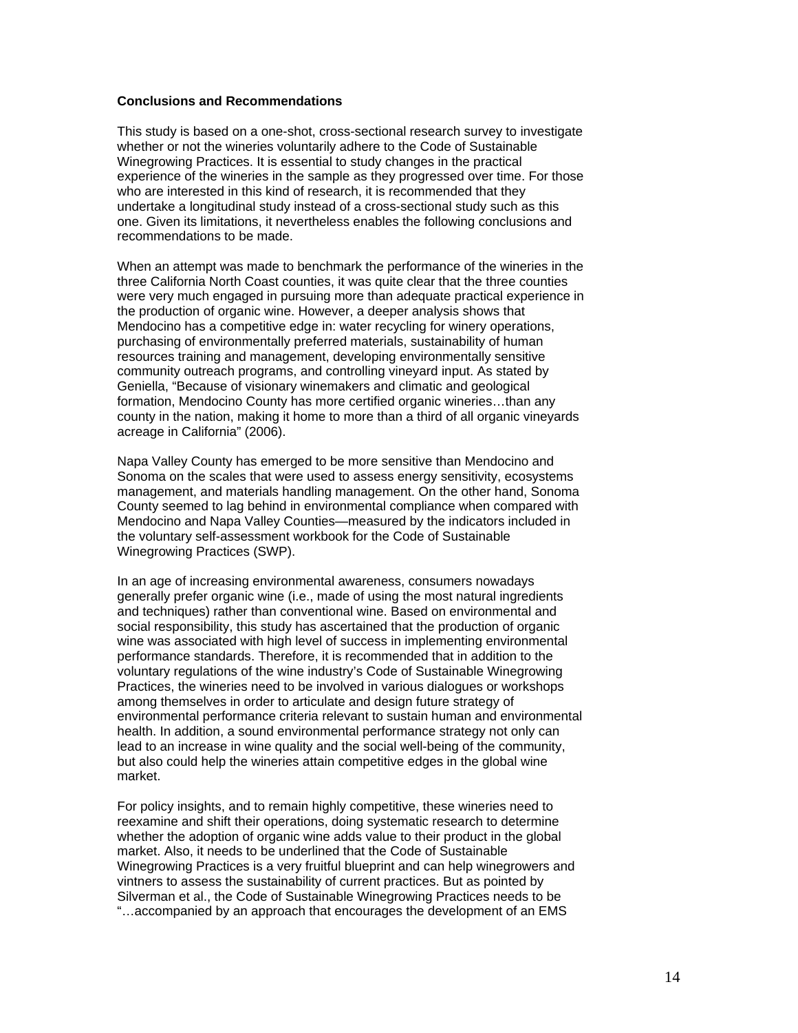**Conclusions and Recommendations**

This study is based on a one-shot, cross-sectional research survey to investigate whether or not the wineries voluntarily adhere to the Code of Sustainable Winegrowing Practices. It is essential to study changes in the practical experience of the wineries in the sample as they progressed over time. For those who are interested in this kind of research, it is recommended that they undertake a longitudinal study instead of a cross-sectional study such as this one. Given its limitations, it nevertheless enables the following conclusions and recommendations to be made.

When an attempt was made to benchmark the performance of the wineries in the three California North Coast counties, it was quite clear that the three counties were very much engaged in pursuing more than adequate practical experience in the production of organic wine. However, a deeper analysis shows that Mendocino has a competitive edge in: water recycling for winery operations, purchasing of environmentally preferred materials, sustainability of human resources training and management, developing environmentally sensitive community outreach programs, and controlling vineyard input. As stated by Geniella, "Because of visionary winemakers and climatic and geological formation, Mendocino County has more certified organic wineries…than any county in the nation, making it home to more than a third of all organic vineyards acreage in California" (2006).

Napa Valley County has emerged to be more sensitive than Mendocino and Sonoma on the scales that were used to assess energy sensitivity, ecosystems management, and materials handling management. On the other hand, Sonoma County seemed to lag behind in environmental compliance when compared with Mendocino and Napa Valley Counties—measured by the indicators included in the voluntary self-assessment workbook for the Code of Sustainable Winegrowing Practices (SWP).

In an age of increasing environmental awareness, consumers nowadays generally prefer organic wine (i.e., made of using the most natural ingredients and techniques) rather than conventional wine. Based on environmental and social responsibility, this study has ascertained that the production of organic wine was associated with high level of success in implementing environmental performance standards. Therefore, it is recommended that in addition to the voluntary regulations of the wine industry's Code of Sustainable Winegrowing Practices, the wineries need to be involved in various dialogues or workshops among themselves in order to articulate and design future strategy of environmental performance criteria relevant to sustain human and environmental health. In addition, a sound environmental performance strategy not only can lead to an increase in wine quality and the social well-being of the community, but also could help the wineries attain competitive edges in the global wine market.

For policy insights, and to remain highly competitive, these wineries need to reexamine and shift their operations, doing systematic research to determine whether the adoption of organic wine adds value to their product in the global market. Also, it needs to be underlined that the Code of Sustainable Winegrowing Practices is a very fruitful blueprint and can help winegrowers and vintners to assess the sustainability of current practices. But as pointed by Silverman et al., the Code of Sustainable Winegrowing Practices needs to be "…accompanied by an approach that encourages the development of an EMS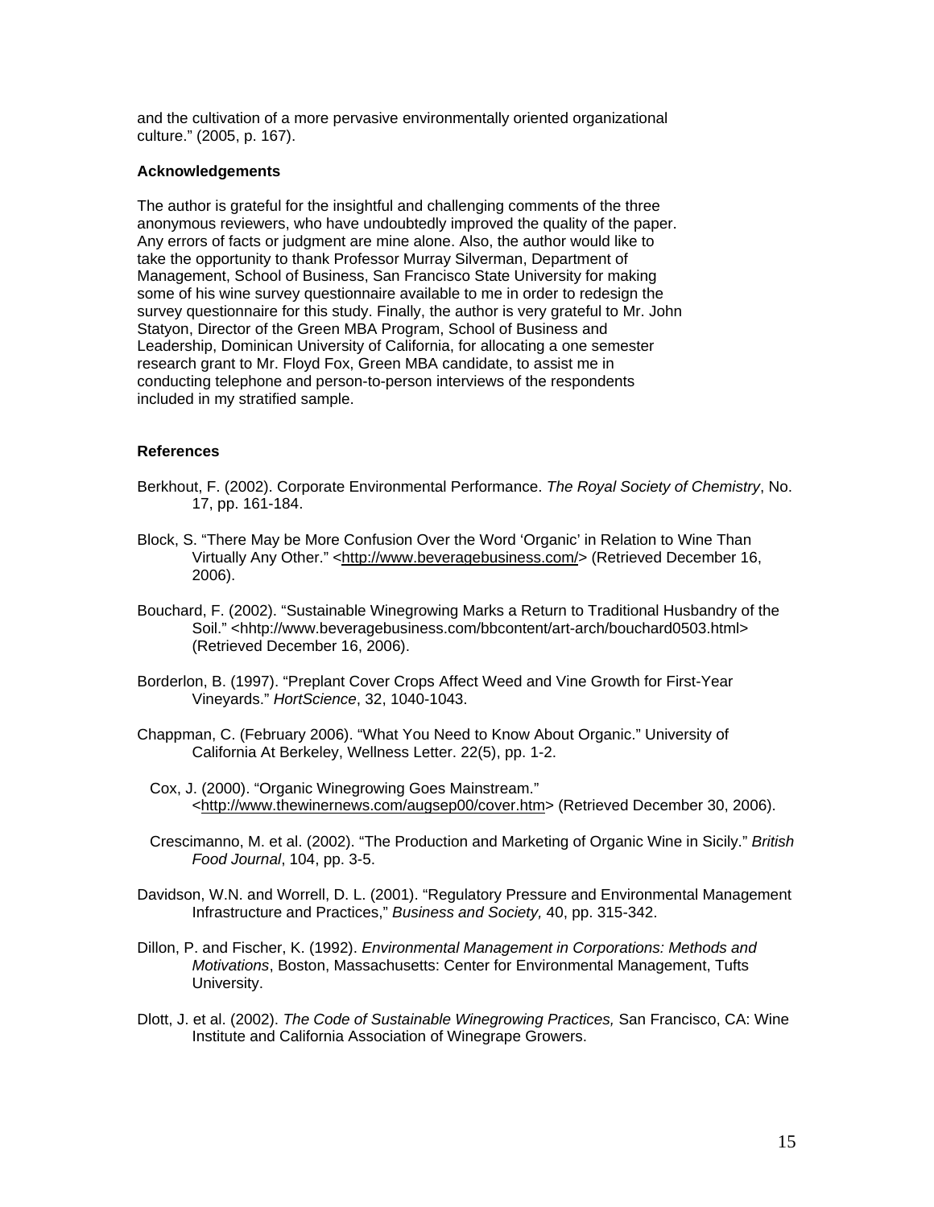and the cultivation of a more pervasive environmentally oriented organizational culture." (2005, p. 167).

**Acknowledgements**

The author is grateful for the insightful and challenging comments of the three anonymous reviewers, who have undoubtedly improved the quality of the paper. Any errors of facts or judgment are mine alone. Also, the author would like to take the opportunity to thank Professor Murray Silverman, Department of Management, School of Business, San Francisco State University for making some of his wine survey questionnaire available to me in order to redesign the survey questionnaire for this study. Finally, the author is very grateful to Mr. John Statyon, Director of the Green MBA Program, School of Business and Leadership, Dominican University of California, for allocating a one semester research grant to Mr. Floyd Fox, Green MBA candidate, to assist me in conducting telephone and person-to-person interviews of the respondents included in my stratified sample.

**References**

Berkhout, F. (2002). Corporate Environmental Performance. *The Royal Society of Chemistry*, No. 17, pp. 161-184.

Block, S. "There May be More Confusion Over the Word 'Organic' in Relation to Wine Than Virtually Any Other." <http://www.beveragebusiness.com/> (Retrieved December 16, 2006).

Bouchard, F. (2002). "Sustainable Winegrowing Marks a Return to Traditional Husbandry of the Soil." <hhttp://www.beveragebusiness.com/bbcontent/art-arch/bouchard0503.html> (Retrieved December 16, 2006).

Borderlon, B. (1997). "Preplant Cover Crops Affect Weed and Vine Growth for First-Year Vineyards." *HortScience*, 32, 1040-1043.

Chappman, C. (February 2006). "What You Need to Know About Organic." University of California At Berkeley, Wellness Letter. 22(5), pp. 1-2.

Cox, J. (2000). "Organic Winegrowing Goes Mainstream." <http://www.thewinernews.com/augsep00/cover.htm> (Retrieved December 30, 2006).

Crescimanno, M. et al. (2002). "The Production and Marketing of Organic Wine in Sicily." *British Food Journal*, 104, pp. 3-5.

Davidson, W.N. and Worrell, D. L. (2001). "Regulatory Pressure and Environmental Management Infrastructure and Practices," *Business and Society,* 40, pp. 315-342.

Dillon, P. and Fischer, K. (1992). *Environmental Management in Corporations: Methods and Motivations*, Boston, Massachusetts: Center for Environmental Management, Tufts University.

Dlott, J. et al. (2002). *The Code of Sustainable Winegrowing Practices,* San Francisco, CA: Wine Institute and California Association of Winegrape Growers.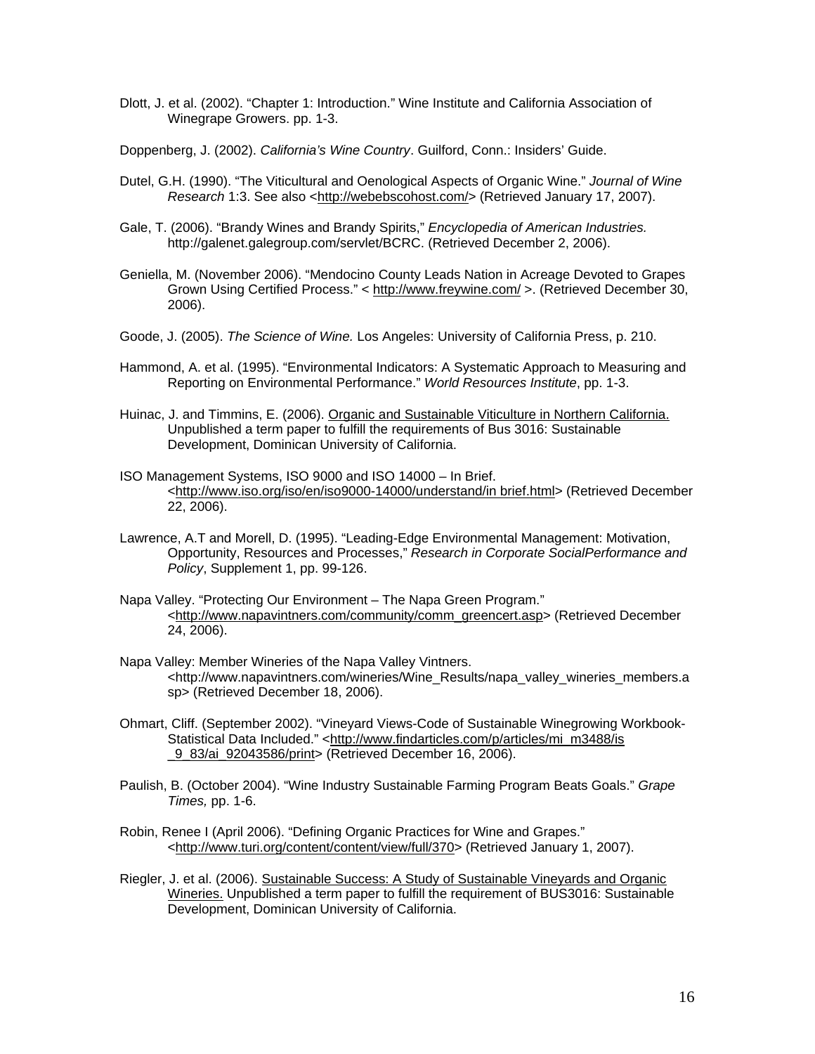Dlott, J. et al. (2002). "Chapter 1: Introduction." Wine Institute and California Association of Winegrape Growers. pp. 1-3.

Doppenberg, J. (2002). *California's Wine Country*. Guilford, Conn.: Insiders' Guide.

Dutel, G.H. (1990). "The Viticultural and Oenological Aspects of Organic Wine." *Journal of Wine Research* 1:3. See also <http://webebscohost.com/> (Retrieved January 17, 2007).

Gale, T. (2006). "Brandy Wines and Brandy Spirits," *Encyclopedia of American Industries.* http://galenet.galegroup.com/servlet/BCRC. (Retrieved December 2, 2006).

Geniella, M. (November 2006). "Mendocino County Leads Nation in Acreage Devoted to Grapes Grown Using Certified Process." < http://www.freywine.com/ >. (Retrieved December 30, 2006).

Goode, J. (2005). *The Science of Wine.* Los Angeles: University of California Press, p. 210.

Hammond, A. et al. (1995). "Environmental Indicators: A Systematic Approach to Measuring and Reporting on Environmental Performance." *World Resources Institute*, pp. 1-3.

Huinac, J. and Timmins, E. (2006). Organic and Sustainable Viticulture in Northern California. Unpublished a term paper to fulfill the requirements of Bus 3016: Sustainable Development, Dominican University of California.

ISO Management Systems, ISO 9000 and ISO 14000 – In Brief. <http://www.iso.org/iso/en/iso9000-14000/understand/in brief.html> (Retrieved December 22, 2006).

Lawrence, A.T and Morell, D. (1995). "Leading-Edge Environmental Management: Motivation, Opportunity, Resources and Processes," *Research in Corporate SocialPerformance and Policy*, Supplement 1, pp. 99-126.

Napa Valley. "Protecting Our Environment – The Napa Green Program." <http://www.napavintners.com/community/comm_greencert.asp> (Retrieved December 24, 2006).

Napa Valley: Member Wineries of the Napa Valley Vintners. <http://www.napavintners.com/wineries/Wine_Results/napa_valley_wineries_members.asp> (Retrieved December 18, 2006).

Ohmart, Cliff. (September 2002). "Vineyard Views-Code of Sustainable Winegrowing Workbook-Statistical Data Included." <http://www.findarticles.com/p/articles/mi_m3488/is_9_83/ai_92043586/print> (Retrieved December 16, 2006).

Paulish, B. (October 2004). "Wine Industry Sustainable Farming Program Beats Goals." *Grape Times,* pp. 1-6.

Robin, Renee I (April 2006). "Defining Organic Practices for Wine and Grapes." <http://www.turi.org/content/content/view/full/370> (Retrieved January 1, 2007).

Riegler, J. et al. (2006). Sustainable Success: A Study of Sustainable Vineyards and Organic Wineries. Unpublished a term paper to fulfill the requirement of BUS3016: Sustainable Development, Dominican University of California.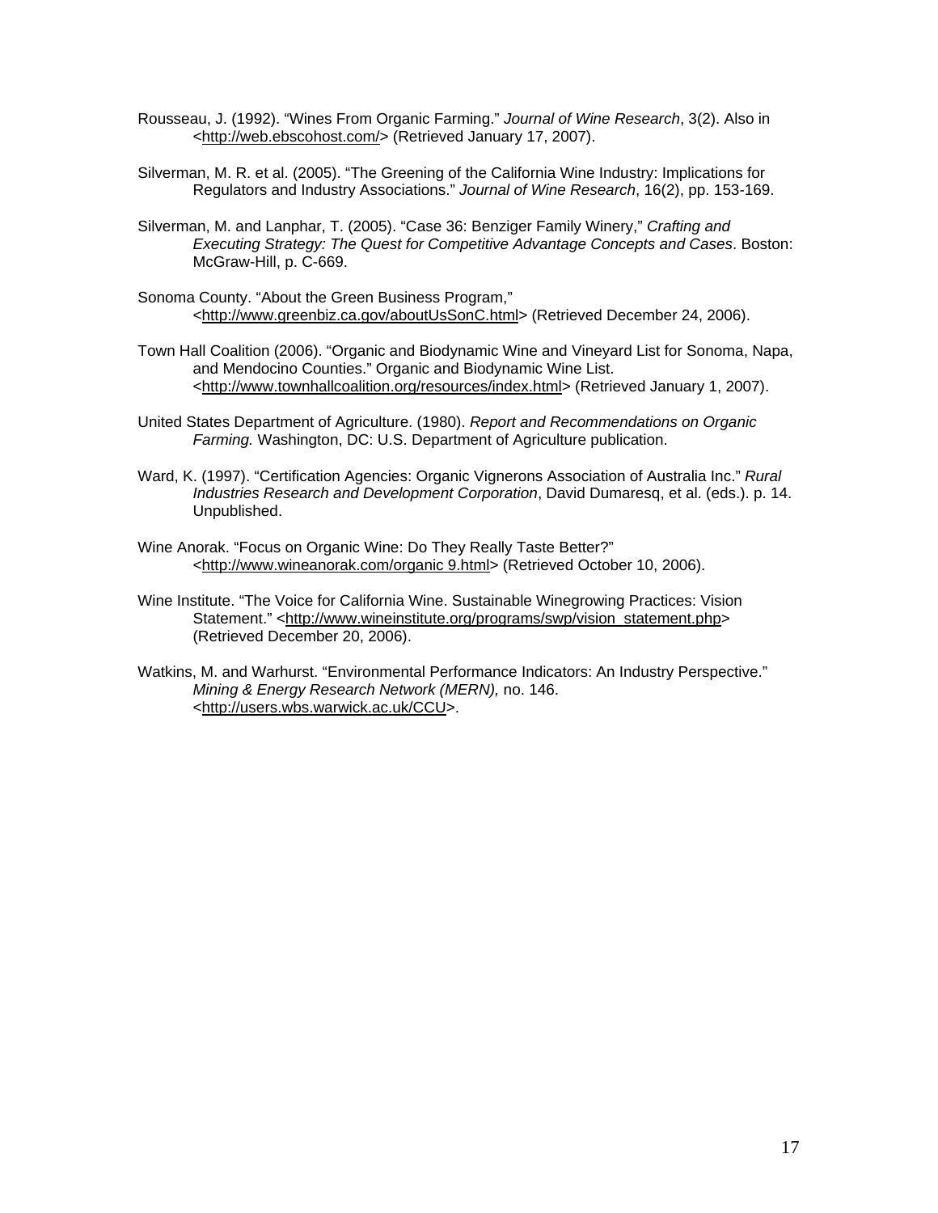Rousseau, J. (1992). "Wines From Organic Farming." *Journal of Wine Research*, 3(2). Also in <http://web.ebscohost.com/> (Retrieved January 17, 2007).

Silverman, M. R. et al. (2005). "The Greening of the California Wine Industry: Implications for Regulators and Industry Associations." *Journal of Wine Research*, 16(2), pp. 153-169.

Silverman, M. and Lanphar, T. (2005). "Case 36: Benziger Family Winery," *Crafting and Executing Strategy: The Quest for Competitive Advantage Concepts and Cases*. Boston: McGraw-Hill, p. C-669.

Sonoma County. "About the Green Business Program," <http://www.greenbiz.ca.gov/aboutUsSonC.html> (Retrieved December 24, 2006).

Town Hall Coalition (2006). "Organic and Biodynamic Wine and Vineyard List for Sonoma, Napa, and Mendocino Counties." Organic and Biodynamic Wine List. <http://www.townhallcoalition.org/resources/index.html> (Retrieved January 1, 2007).

United States Department of Agriculture. (1980). *Report and Recommendations on Organic Farming.* Washington, DC: U.S. Department of Agriculture publication.

Ward, K. (1997). "Certification Agencies: Organic Vignerons Association of Australia Inc." *Rural Industries Research and Development Corporation*, David Dumaresq, et al. (eds.). p. 14. Unpublished.

Wine Anorak. "Focus on Organic Wine: Do They Really Taste Better?" <http://www.wineanorak.com/organic 9.html> (Retrieved October 10, 2006).

Wine Institute. "The Voice for California Wine. Sustainable Winegrowing Practices: Vision Statement." <http://www.wineinstitute.org/programs/swp/vision_statement.php> (Retrieved December 20, 2006).

Watkins, M. and Warhurst. "Environmental Performance Indicators: An Industry Perspective." *Mining & Energy Research Network (MERN),* no. 146. <http://users.wbs.warwick.ac.uk/CCU>.